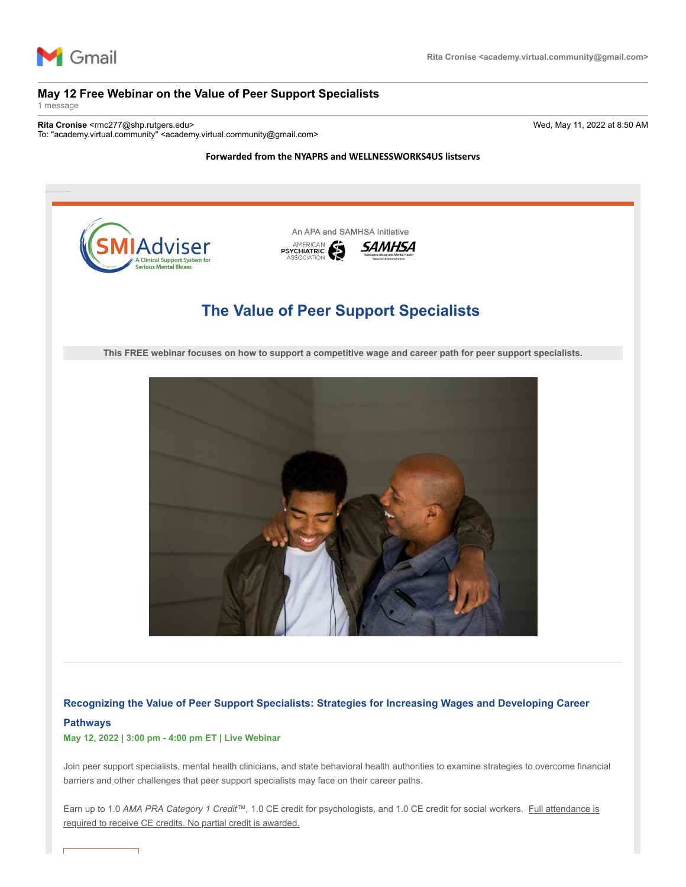Gmail

Rita Cronise <academy.virtual.community@gmail.com>

# May 12 Free Webinar on the Value of Peer Support Specialists

1 message

**Rita Cronise** <rmc277@shp.rutgers.edu>
To: "academy.virtual.community" <academy.virtual.community@gmail.com>

Wed, May 11, 2022 at 8:50 AM

**Forwarded from the NYAPRS and WELLNESSWORKS4US listservs**

SMIAdviser — A Clinical Support System for Serious Mental Illness

An APA and SAMHSA Initiative

AMERICAN PSYCHIATRIC ASSOCIATION — SAMHSA Substance Abuse and Mental Health Services Administration

## The Value of Peer Support Specialists

**This FREE webinar focuses on how to support a competitive wage and career path for peer support specialists.**

### Recognizing the Value of Peer Support Specialists: Strategies for Increasing Wages and Developing Career Pathways

**May 12, 2022 | 3:00 pm - 4:00 pm ET | Live Webinar**

Join peer support specialists, mental health clinicians, and state behavioral health authorities to examine strategies to overcome financial barriers and other challenges that peer support specialists may face on their career paths.

Earn up to 1.0 *AMA PRA Category 1 Credit™*, 1.0 CE credit for psychologists, and 1.0 CE credit for social workers. Full attendance is required to receive CE credits. No partial credit is awarded.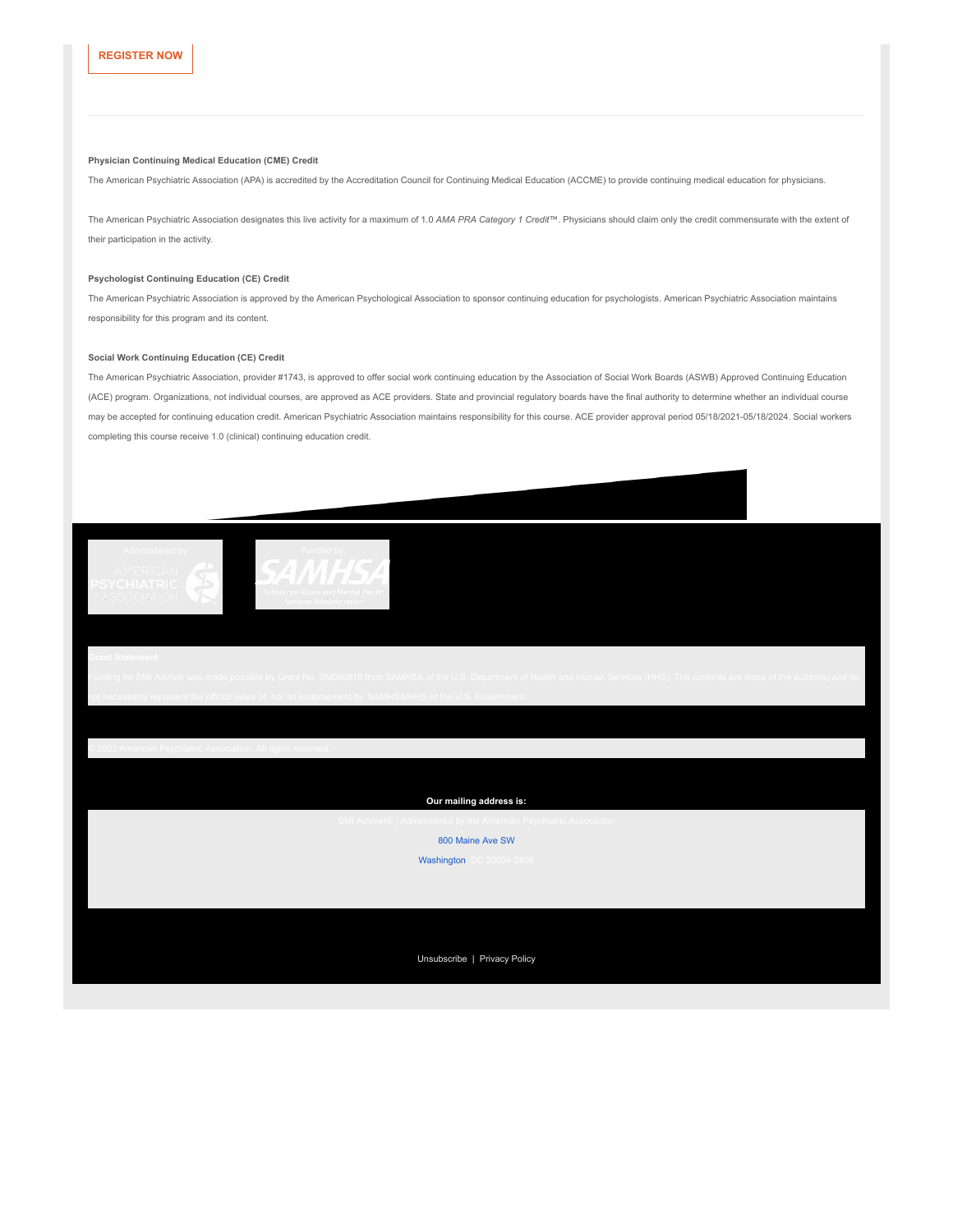REGISTER NOW

**Physician Continuing Medical Education (CME) Credit**

The American Psychiatric Association (APA) is accredited by the Accreditation Council for Continuing Medical Education (ACCME) to provide continuing medical education for physicians.

The American Psychiatric Association designates this live activity for a maximum of 1.0 *AMA PRA Category 1 Credit*™. Physicians should claim only the credit commensurate with the extent of their participation in the activity.

**Psychologist Continuing Education (CE) Credit**

The American Psychiatric Association is approved by the American Psychological Association to sponsor continuing education for psychologists. American Psychiatric Association maintains responsibility for this program and its content.

**Social Work Continuing Education (CE) Credit**

The American Psychiatric Association, provider #1743, is approved to offer social work continuing education by the Association of Social Work Boards (ASWB) Approved Continuing Education (ACE) program. Organizations, not individual courses, are approved as ACE providers. State and provincial regulatory boards have the final authority to determine whether an individual course may be accepted for continuing education credit. American Psychiatric Association maintains responsibility for this course. ACE provider approval period 05/18/2021-05/18/2024. Social workers completing this course receive 1.0 (clinical) continuing education credit.

Administered by AMERICAN PSYCHIATRIC ASSOCIATION

Funded by SAMHSA Substance Abuse and Mental Health Services Administration

**Grant Statement**

Funding for SMI Adviser was made possible by Grant No. SM080818 from SAMHSA of the U.S. Department of Health and Human Services (HHS). The contents are those of the author(s) and do not necessarily represent the official views of, nor an endorsement by, SAMHSA/HHS or the U.S. Government.

© 2022 American Psychiatric Association. All rights reserved.

**Our mailing address is:**

SMI Adviser® | Administered by the American Psychiatric Association

800 Maine Ave SW

Washington, DC 20024-2805

Unsubscribe | Privacy Policy